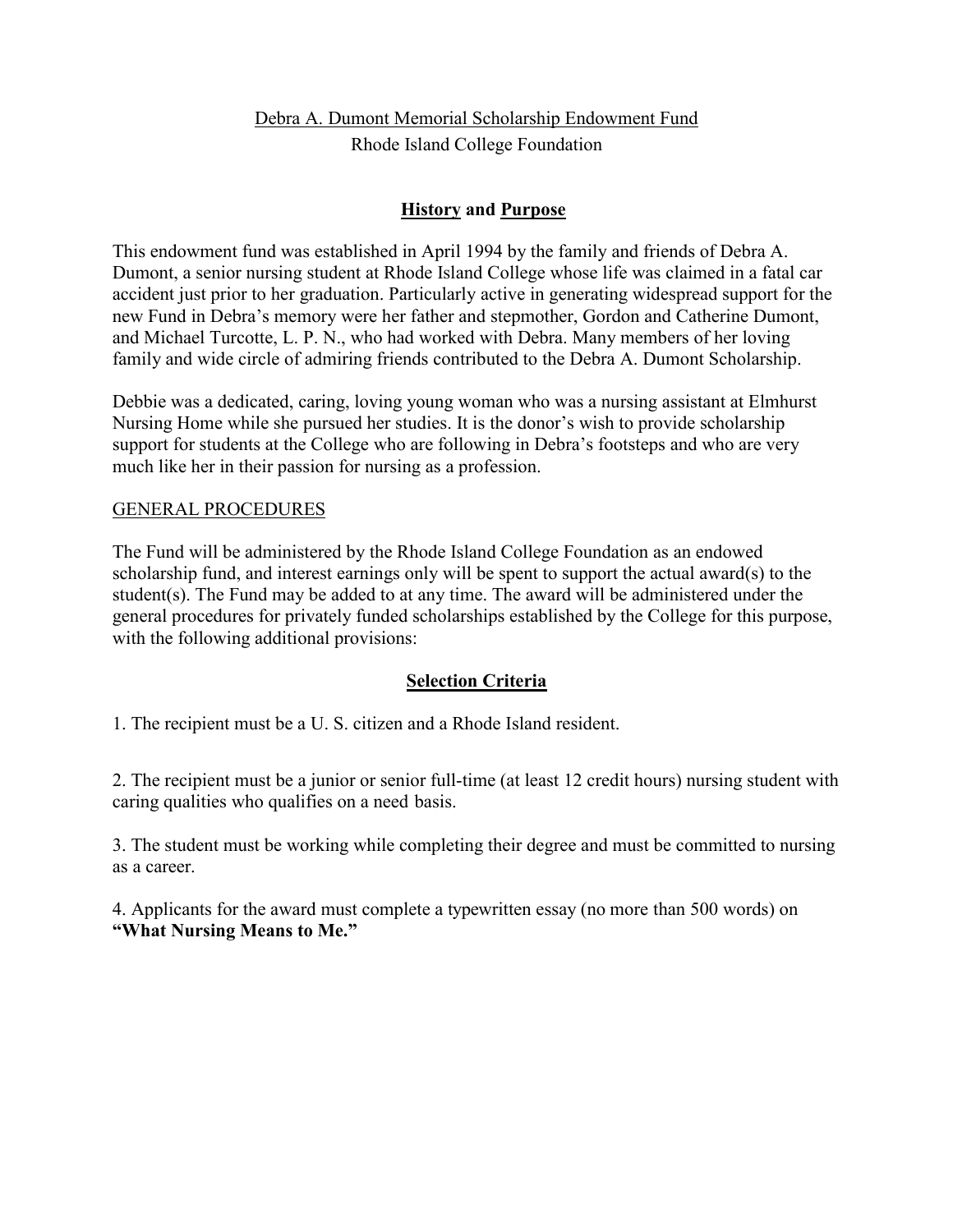# Debra A. Dumont Memorial Scholarship Endowment Fund

Rhode Island College Foundation

## History and Purpose

This endowment fund was established in April 1994 by the family and friends of Debra A. Dumont, a senior nursing student at Rhode Island College whose life was claimed in a fatal car accident just prior to her graduation. Particularly active in generating widespread support for the new Fund in Debra's memory were her father and stepmother, Gordon and Catherine Dumont, and Michael Turcotte, L. P. N., who had worked with Debra. Many members of her loving family and wide circle of admiring friends contributed to the Debra A. Dumont Scholarship.

Debbie was a dedicated, caring, loving young woman who was a nursing assistant at Elmhurst Nursing Home while she pursued her studies. It is the donor's wish to provide scholarship support for students at the College who are following in Debra's footsteps and who are very much like her in their passion for nursing as a profession.

### GENERAL PROCEDURES

The Fund will be administered by the Rhode Island College Foundation as an endowed scholarship fund, and interest earnings only will be spent to support the actual award(s) to the student(s). The Fund may be added to at any time. The award will be administered under the general procedures for privately funded scholarships established by the College for this purpose, with the following additional provisions:

## Selection Criteria

1. The recipient must be a U. S. citizen and a Rhode Island resident.

2. The recipient must be a junior or senior full-time (at least 12 credit hours) nursing student with caring qualities who qualifies on a need basis.

3. The student must be working while completing their degree and must be committed to nursing as a career.

4. Applicants for the award must complete a typewritten essay (no more than 500 words) on **"What Nursing Means to Me."**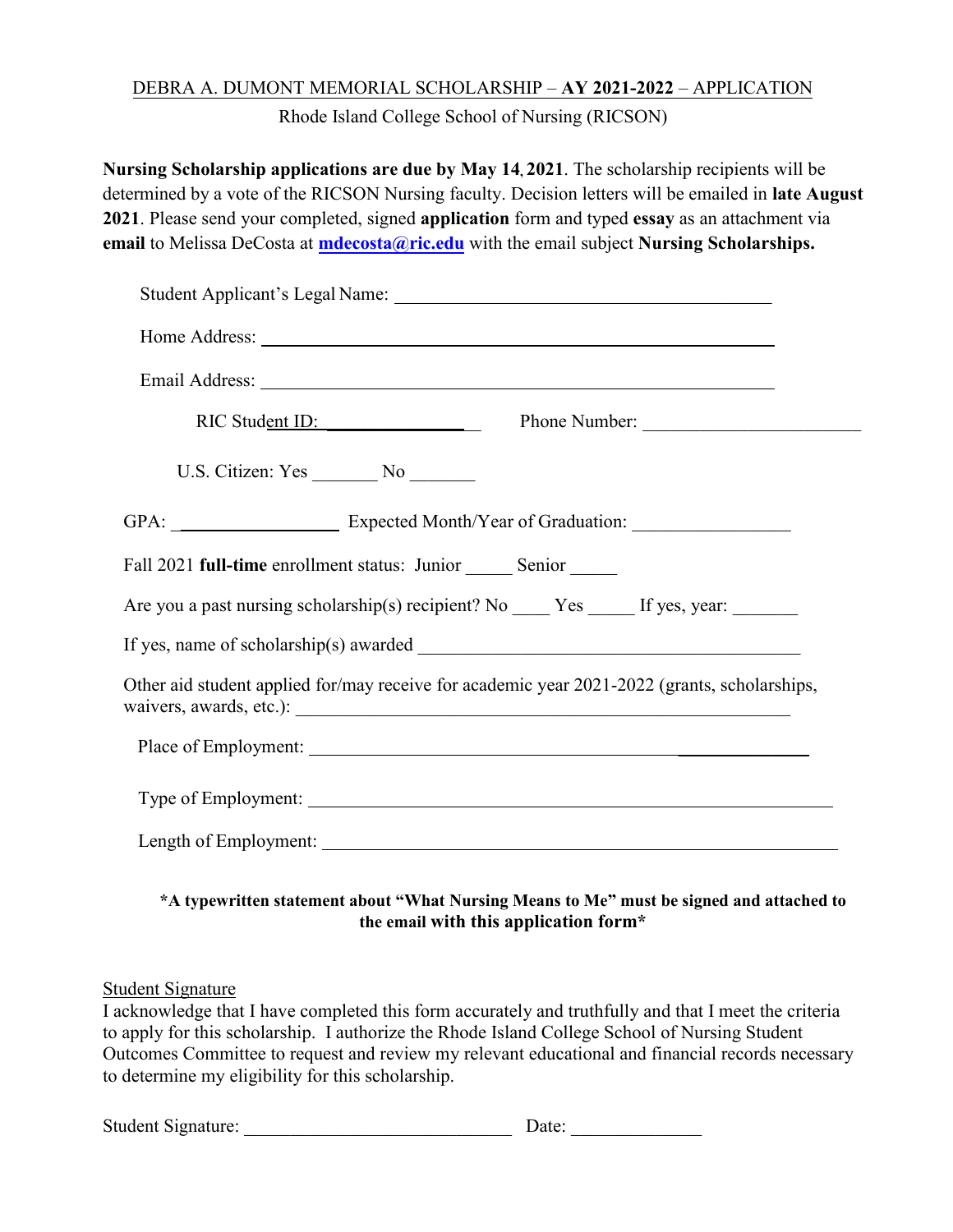DEBRA A. DUMONT MEMORIAL SCHOLARSHIP – **AY 2021-2022** – APPLICATION

Rhode Island College School of Nursing (RICSON)

**Nursing Scholarship applications are due by May 14, 2021**. The scholarship recipients will be determined by a vote of the RICSON Nursing faculty. Decision letters will be emailed in **late August 2021**. Please send your completed, signed **application** form and typed **essay** as an attachment via **email** to Melissa DeCosta at **mdecosta@ric.edu** with the email subject **Nursing Scholarships.**

Student Applicant's Legal Name: ________________________________________

Home Address: ________________________________________________________

Email Address: ________________________________________________________

RIC Student ID: ________________ Phone Number: ______________________

U.S. Citizen: Yes _______ No _______

GPA: __________________ Expected Month/Year of Graduation: ________________

Fall 2021 **full-time** enrollment status: Junior _____ Senior _____

Are you a past nursing scholarship(s) recipient? No ____ Yes _____ If yes, year: _______

If yes, name of scholarship(s) awarded ________________________________________

Other aid student applied for/may receive for academic year 2021-2022 (grants, scholarships, waivers, awards, etc.): ______________________________________________________

Place of Employment: ______________________________________________________

Type of Employment: ______________________________________________________

Length of Employment: _____________________________________________________

**\*A typewritten statement about "What Nursing Means to Me" must be signed and attached to the email with this application form\***

Student Signature

I acknowledge that I have completed this form accurately and truthfully and that I meet the criteria to apply for this scholarship. I authorize the Rhode Island College School of Nursing Student Outcomes Committee to request and review my relevant educational and financial records necessary to determine my eligibility for this scholarship.

Student Signature: ____________________________ Date: ______________